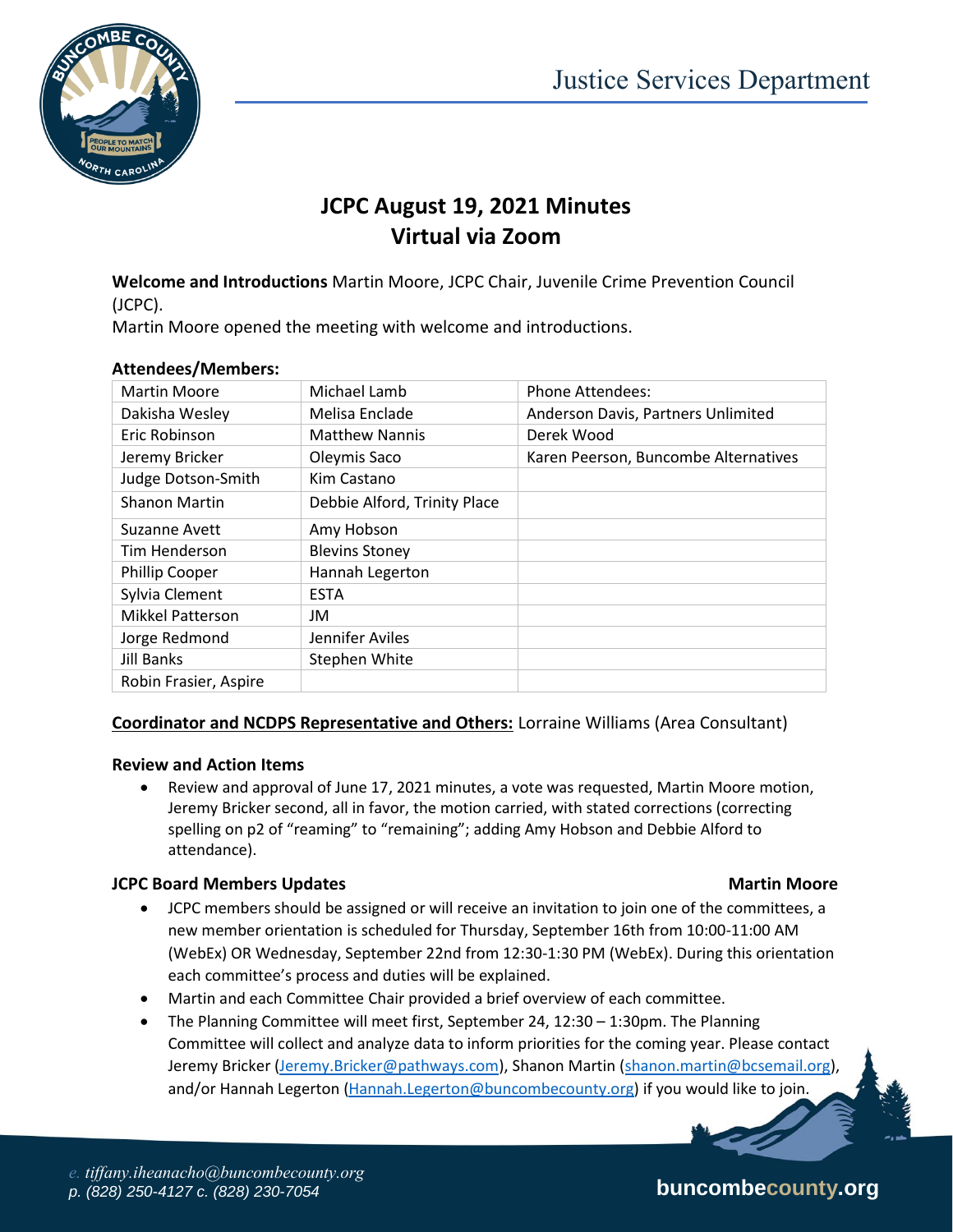Justice Services Department

# JCPC August 19, 2021 Minutes
# Virtual via Zoom

**Welcome and Introductions** Martin Moore, JCPC Chair, Juvenile Crime Prevention Council (JCPC).

Martin Moore opened the meeting with welcome and introductions.

**Attendees/Members:**

| Martin Moore | Michael Lamb | Phone Attendees: |
|---|---|---|
| Dakisha Wesley | Melisa Enclade | Anderson Davis, Partners Unlimited |
| Eric Robinson | Matthew Nannis | Derek Wood |
| Jeremy Bricker | Oleymis Saco | Karen Peerson, Buncombe Alternatives |
| Judge Dotson-Smith | Kim Castano | |
| Shanon Martin | Debbie Alford, Trinity Place | |
| Suzanne Avett | Amy Hobson | |
| Tim Henderson | Blevins Stoney | |
| Phillip Cooper | Hannah Legerton | |
| Sylvia Clement | ESTA | |
| Mikkel Patterson | JM | |
| Jorge Redmond | Jennifer Aviles | |
| Jill Banks | Stephen White | |
| Robin Frasier, Aspire | | |

**Coordinator and NCDPS Representative and Others:** Lorraine Williams (Area Consultant)

**Review and Action Items**

- Review and approval of June 17, 2021 minutes, a vote was requested, Martin Moore motion, Jeremy Bricker second, all in favor, the motion carried, with stated corrections (correcting spelling on p2 of "reaming" to "remaining"; adding Amy Hobson and Debbie Alford to attendance).

**JCPC Board Members Updates** **Martin Moore**

- JCPC members should be assigned or will receive an invitation to join one of the committees, a new member orientation is scheduled for Thursday, September 16th from 10:00-11:00 AM (WebEx) OR Wednesday, September 22nd from 12:30-1:30 PM (WebEx). During this orientation each committee's process and duties will be explained.
- Martin and each Committee Chair provided a brief overview of each committee.
- The Planning Committee will meet first, September 24, 12:30 – 1:30pm. The Planning Committee will collect and analyze data to inform priorities for the coming year. Please contact Jeremy Bricker (Jeremy.Bricker@pathways.com), Shanon Martin (shanon.martin@bcsemail.org), and/or Hannah Legerton (Hannah.Legerton@buncombecounty.org) if you would like to join.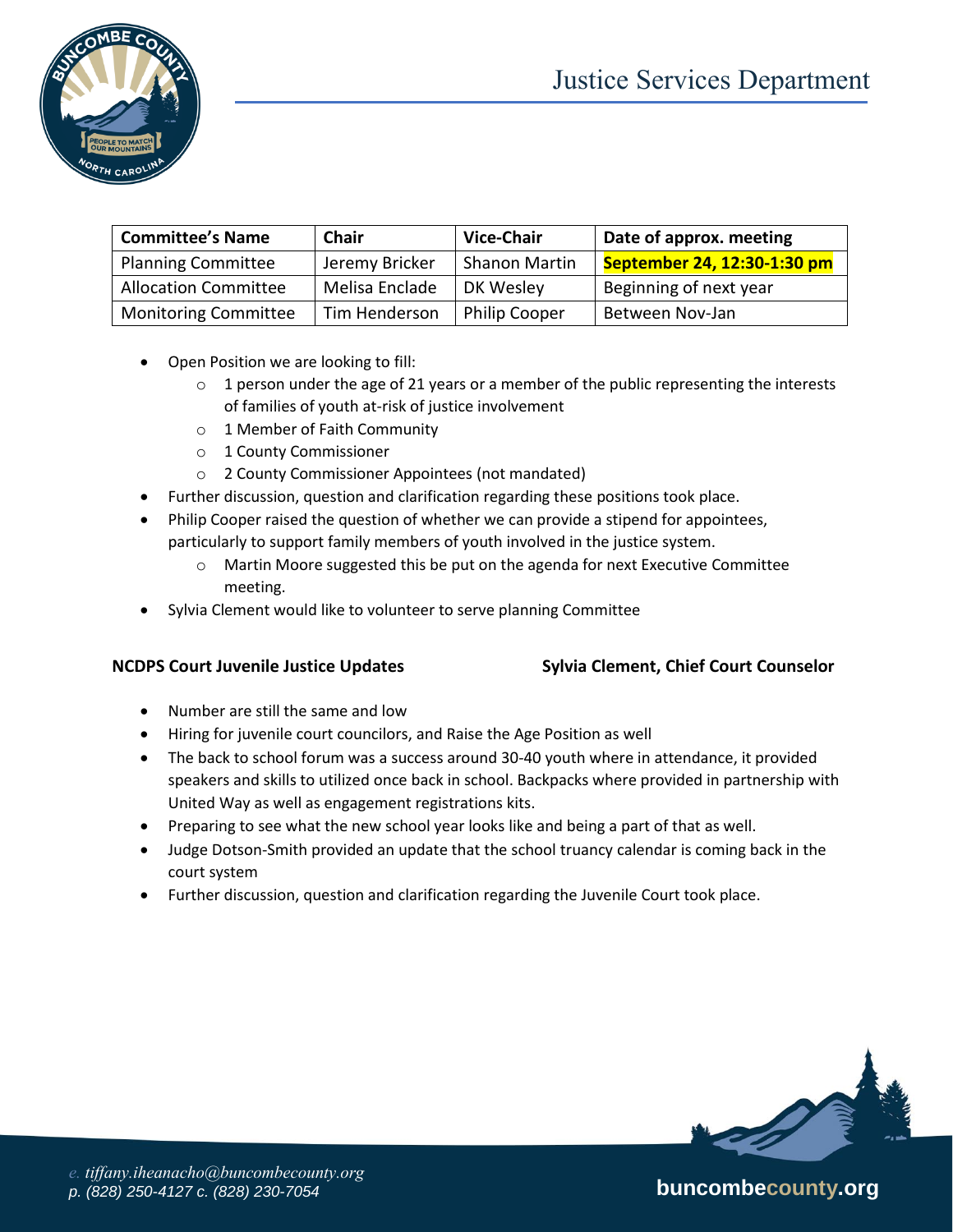| Committee's Name | Chair | Vice-Chair | Date of approx. meeting |
|---|---|---|---|
| Planning Committee | Jeremy Bricker | Shanon Martin | **September 24, 12:30-1:30 pm** |
| Allocation Committee | Melisa Enclade | DK Wesley | Beginning of next year |
| Monitoring Committee | Tim Henderson | Philip Cooper | Between Nov-Jan |

- Open Position we are looking to fill:
  - 1 person under the age of 21 years or a member of the public representing the interests of families of youth at-risk of justice involvement
  - 1 Member of Faith Community
  - 1 County Commissioner
  - 2 County Commissioner Appointees (not mandated)
- Further discussion, question and clarification regarding these positions took place.
- Philip Cooper raised the question of whether we can provide a stipend for appointees, particularly to support family members of youth involved in the justice system.
  - Martin Moore suggested this be put on the agenda for next Executive Committee meeting.
- Sylvia Clement would like to volunteer to serve planning Committee

**NCDPS Court Juvenile Justice Updates** **Sylvia Clement, Chief Court Counselor**

- Number are still the same and low
- Hiring for juvenile court councilors, and Raise the Age Position as well
- The back to school forum was a success around 30-40 youth where in attendance, it provided speakers and skills to utilized once back in school. Backpacks where provided in partnership with United Way as well as engagement registrations kits.
- Preparing to see what the new school year looks like and being a part of that as well.
- Judge Dotson-Smith provided an update that the school truancy calendar is coming back in the court system
- Further discussion, question and clarification regarding the Juvenile Court took place.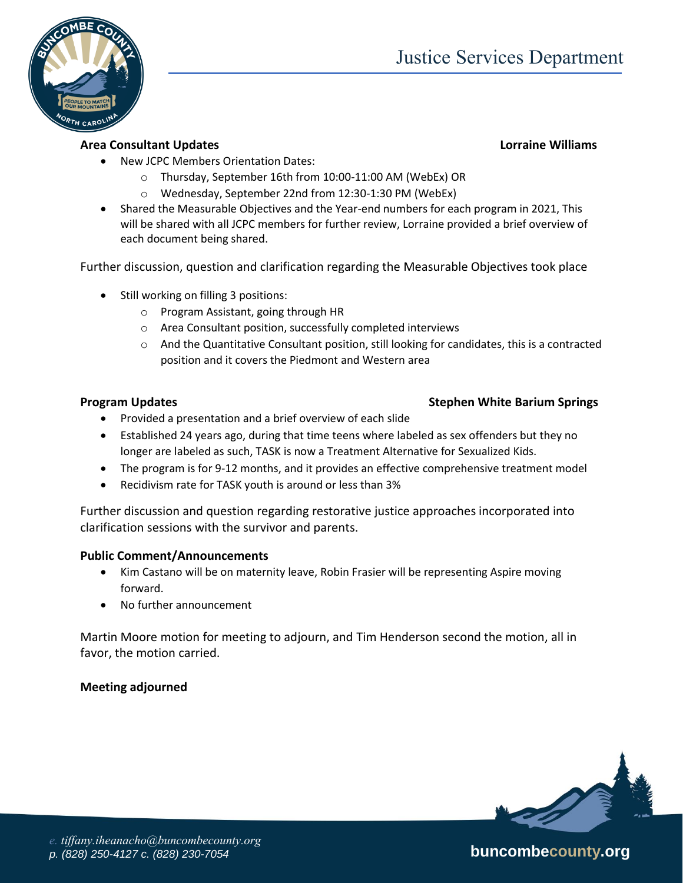**Area Consultant Updates** **Lorraine Williams**

- New JCPC Members Orientation Dates:
  - Thursday, September 16th from 10:00-11:00 AM (WebEx) OR
  - Wednesday, September 22nd from 12:30-1:30 PM (WebEx)
- Shared the Measurable Objectives and the Year-end numbers for each program in 2021, This will be shared with all JCPC members for further review, Lorraine provided a brief overview of each document being shared.

Further discussion, question and clarification regarding the Measurable Objectives took place

- Still working on filling 3 positions:
  - Program Assistant, going through HR
  - Area Consultant position, successfully completed interviews
  - And the Quantitative Consultant position, still looking for candidates, this is a contracted position and it covers the Piedmont and Western area

**Program Updates** **Stephen White Barium Springs**

- Provided a presentation and a brief overview of each slide
- Established 24 years ago, during that time teens where labeled as sex offenders but they no longer are labeled as such, TASK is now a Treatment Alternative for Sexualized Kids.
- The program is for 9-12 months, and it provides an effective comprehensive treatment model
- Recidivism rate for TASK youth is around or less than 3%

Further discussion and question regarding restorative justice approaches incorporated into clarification sessions with the survivor and parents.

**Public Comment/Announcements**

- Kim Castano will be on maternity leave, Robin Frasier will be representing Aspire moving forward.
- No further announcement

Martin Moore motion for meeting to adjourn, and Tim Henderson second the motion, all in favor, the motion carried.

**Meeting adjourned**